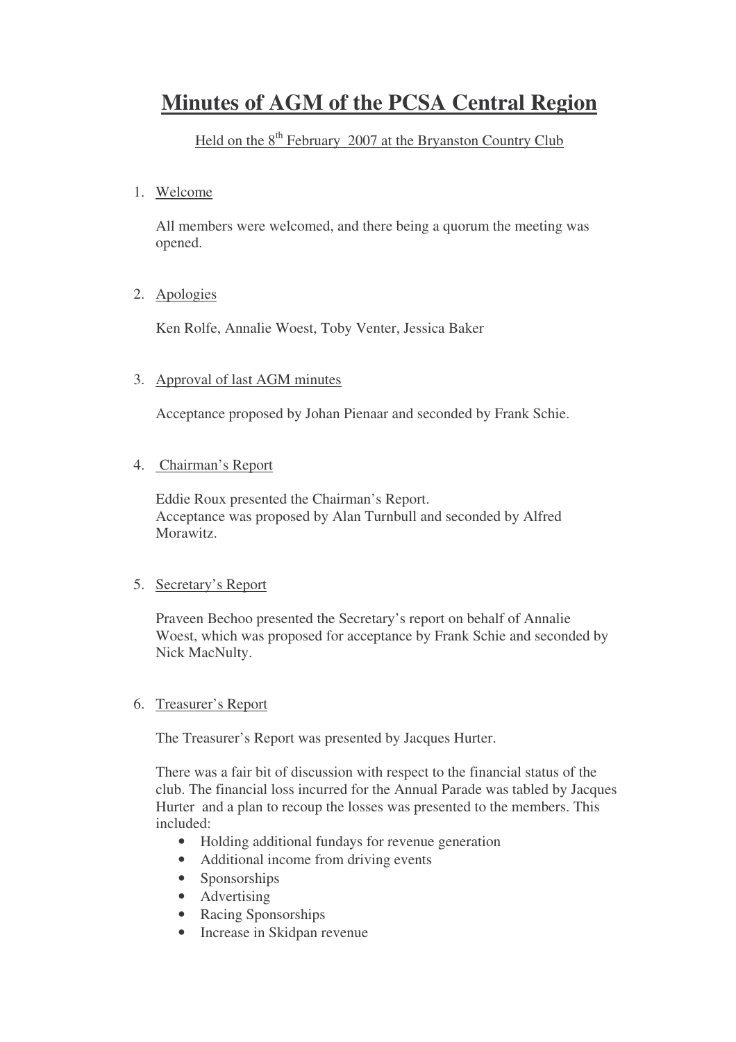# Minutes of AGM of the PCSA Central Region

Held on the 8th February 2007 at the Bryanston Country Club

1. Welcome

   All members were welcomed, and there being a quorum the meeting was opened.

2. Apologies

   Ken Rolfe, Annalie Woest, Toby Venter, Jessica Baker

3. Approval of last AGM minutes

   Acceptance proposed by Johan Pienaar and seconded by Frank Schie.

4. Chairman's Report

   Eddie Roux presented the Chairman's Report.
   Acceptance was proposed by Alan Turnbull and seconded by Alfred Morawitz.

5. Secretary's Report

   Praveen Bechoo presented the Secretary's report on behalf of Annalie Woest, which was proposed for acceptance by Frank Schie and seconded by Nick MacNulty.

6. Treasurer's Report

   The Treasurer's Report was presented by Jacques Hurter.

   There was a fair bit of discussion with respect to the financial status of the club. The financial loss incurred for the Annual Parade was tabled by Jacques Hurter and a plan to recoup the losses was presented to the members. This included:

   - Holding additional fundays for revenue generation
   - Additional income from driving events
   - Sponsorships
   - Advertising
   - Racing Sponsorships
   - Increase in Skidpan revenue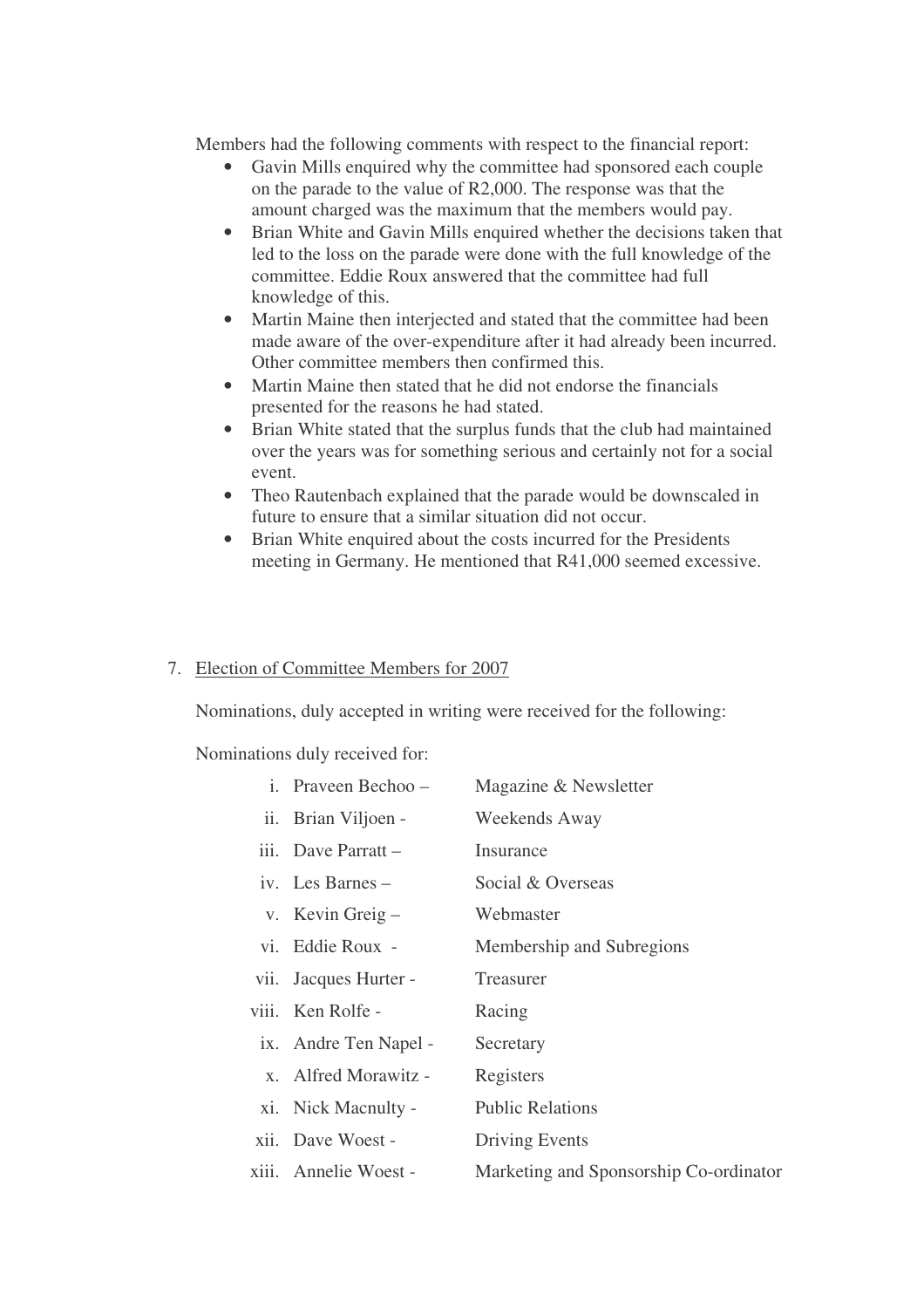Members had the following comments with respect to the financial report:

- Gavin Mills enquired why the committee had sponsored each couple on the parade to the value of R2,000. The response was that the amount charged was the maximum that the members would pay.
- Brian White and Gavin Mills enquired whether the decisions taken that led to the loss on the parade were done with the full knowledge of the committee. Eddie Roux answered that the committee had full knowledge of this.
- Martin Maine then interjected and stated that the committee had been made aware of the over-expenditure after it had already been incurred. Other committee members then confirmed this.
- Martin Maine then stated that he did not endorse the financials presented for the reasons he had stated.
- Brian White stated that the surplus funds that the club had maintained over the years was for something serious and certainly not for a social event.
- Theo Rautenbach explained that the parade would be downscaled in future to ensure that a similar situation did not occur.
- Brian White enquired about the costs incurred for the Presidents meeting in Germany. He mentioned that R41,000 seemed excessive.

7. Election of Committee Members for 2007

Nominations, duly accepted in writing were received for the following:

Nominations duly received for:

| | | |
|---|---|---|
| i. | Praveen Bechoo – | Magazine & Newsletter |
| ii. | Brian Viljoen - | Weekends Away |
| iii. | Dave Parratt – | Insurance |
| iv. | Les Barnes – | Social & Overseas |
| v. | Kevin Greig – | Webmaster |
| vi. | Eddie Roux - | Membership and Subregions |
| vii. | Jacques Hurter - | Treasurer |
| viii. | Ken Rolfe - | Racing |
| ix. | Andre Ten Napel - | Secretary |
| x. | Alfred Morawitz - | Registers |
| xi. | Nick Macnulty - | Public Relations |
| xii. | Dave Woest - | Driving Events |
| xiii. | Annelie Woest - | Marketing and Sponsorship Co-ordinator |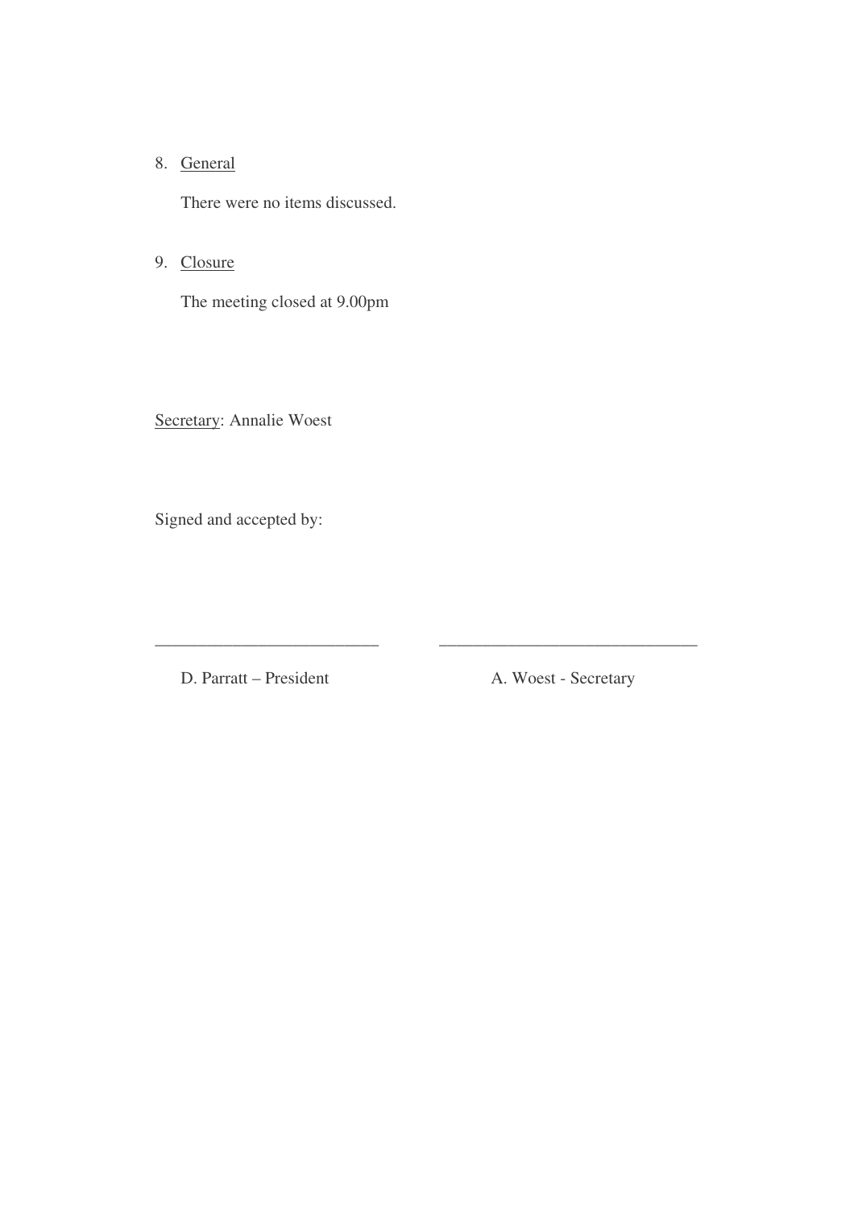8. <u>General</u>

   There were no items discussed.

9. <u>Closure</u>

   The meeting closed at 9.00pm

<u>Secretary</u>: Annalie Woest

Signed and accepted by:

| | |
|---|---|
| __________________________ | ______________________________ |
| D. Parratt – President | A. Woest - Secretary |